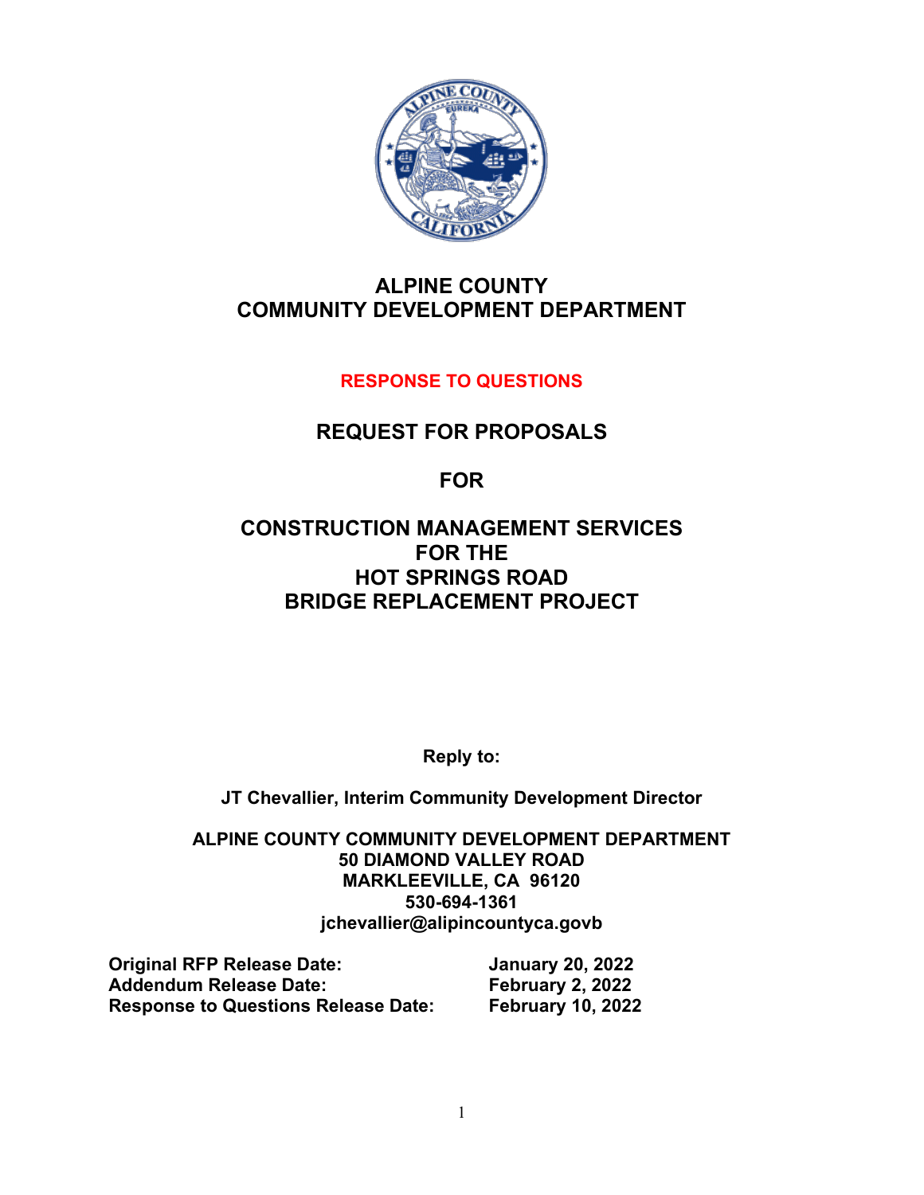# ALPINE COUNTY
# COMMUNITY DEVELOPMENT DEPARTMENT

**RESPONSE TO QUESTIONS**

## REQUEST FOR PROPOSALS

## FOR

## CONSTRUCTION MANAGEMENT SERVICES FOR THE HOT SPRINGS ROAD BRIDGE REPLACEMENT PROJECT

**Reply to:**

**JT Chevallier, Interim Community Development Director**

**ALPINE COUNTY COMMUNITY DEVELOPMENT DEPARTMENT**
**50 DIAMOND VALLEY ROAD**
**MARKLEEVILLE, CA 96120**
**530-694-1361**
**jchevallier@alipincountyca.govb**

| | |
|---|---|
| **Original RFP Release Date:** | **January 20, 2022** |
| **Addendum Release Date:** | **February 2, 2022** |
| **Response to Questions Release Date:** | **February 10, 2022** |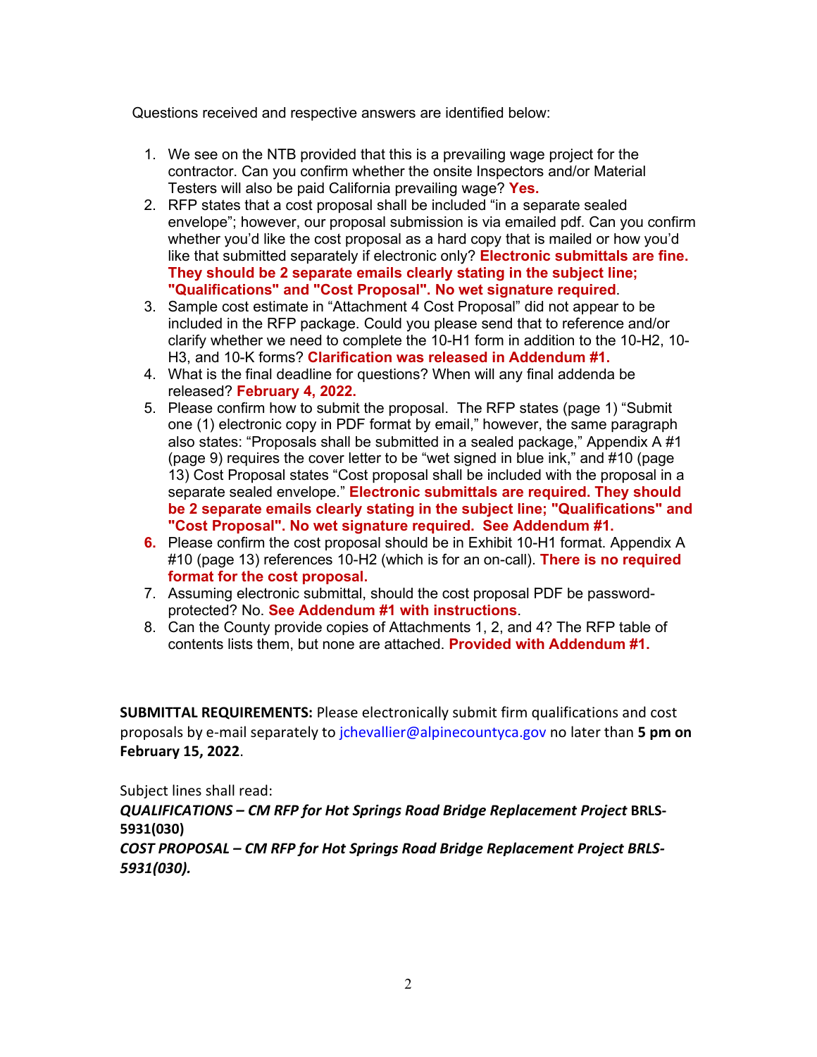Questions received and respective answers are identified below:

1. We see on the NTB provided that this is a prevailing wage project for the contractor. Can you confirm whether the onsite Inspectors and/or Material Testers will also be paid California prevailing wage? **Yes.**
2. RFP states that a cost proposal shall be included "in a separate sealed envelope"; however, our proposal submission is via emailed pdf. Can you confirm whether you'd like the cost proposal as a hard copy that is mailed or how you'd like that submitted separately if electronic only? **Electronic submittals are fine. They should be 2 separate emails clearly stating in the subject line; "Qualifications" and "Cost Proposal". No wet signature required**.
3. Sample cost estimate in "Attachment 4 Cost Proposal" did not appear to be included in the RFP package. Could you please send that to reference and/or clarify whether we need to complete the 10-H1 form in addition to the 10-H2, 10-H3, and 10-K forms? **Clarification was released in Addendum #1.**
4. What is the final deadline for questions? When will any final addenda be released? **February 4, 2022.**
5. Please confirm how to submit the proposal. The RFP states (page 1) "Submit one (1) electronic copy in PDF format by email," however, the same paragraph also states: "Proposals shall be submitted in a sealed package," Appendix A #1 (page 9) requires the cover letter to be "wet signed in blue ink," and #10 (page 13) Cost Proposal states "Cost proposal shall be included with the proposal in a separate sealed envelope." **Electronic submittals are required. They should be 2 separate emails clearly stating in the subject line; "Qualifications" and "Cost Proposal". No wet signature required. See Addendum #1.**
6. Please confirm the cost proposal should be in Exhibit 10-H1 format. Appendix A #10 (page 13) references 10-H2 (which is for an on-call). **There is no required format for the cost proposal.**
7. Assuming electronic submittal, should the cost proposal PDF be password-protected? No. **See Addendum #1 with instructions**.
8. Can the County provide copies of Attachments 1, 2, and 4? The RFP table of contents lists them, but none are attached. **Provided with Addendum #1.**

**SUBMITTAL REQUIREMENTS:** Please electronically submit firm qualifications and cost proposals by e-mail separately to jchevallier@alpinecountyca.gov no later than **5 pm on February 15, 2022**.

Subject lines shall read:

***QUALIFICATIONS – CM RFP for Hot Springs Road Bridge Replacement Project* BRLS-5931(030)**

***COST PROPOSAL – CM RFP for Hot Springs Road Bridge Replacement Project BRLS-5931(030).***